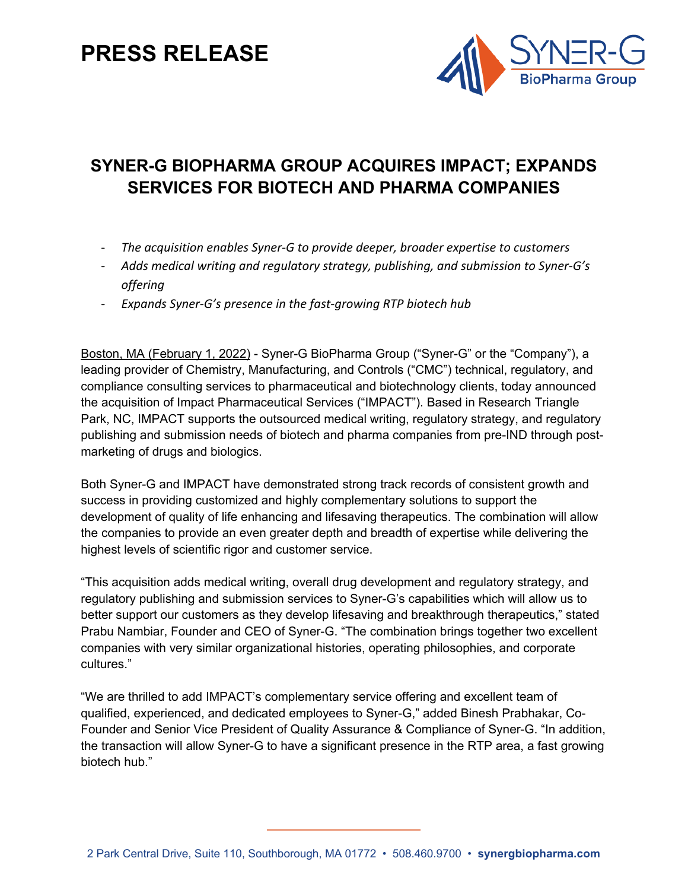# PRESS RELEASE

## SYNER-G BIOPHARMA GROUP ACQUIRES IMPACT; EXPANDS SERVICES FOR BIOTECH AND PHARMA COMPANIES

- *The acquisition enables Syner-G to provide deeper, broader expertise to customers*
- *Adds medical writing and regulatory strategy, publishing, and submission to Syner-G's offering*
- *Expands Syner-G's presence in the fast-growing RTP biotech hub*

Boston, MA (February 1, 2022) - Syner-G BioPharma Group ("Syner-G" or the "Company"), a leading provider of Chemistry, Manufacturing, and Controls ("CMC") technical, regulatory, and compliance consulting services to pharmaceutical and biotechnology clients, today announced the acquisition of Impact Pharmaceutical Services ("IMPACT"). Based in Research Triangle Park, NC, IMPACT supports the outsourced medical writing, regulatory strategy, and regulatory publishing and submission needs of biotech and pharma companies from pre-IND through post-marketing of drugs and biologics.

Both Syner-G and IMPACT have demonstrated strong track records of consistent growth and success in providing customized and highly complementary solutions to support the development of quality of life enhancing and lifesaving therapeutics. The combination will allow the companies to provide an even greater depth and breadth of expertise while delivering the highest levels of scientific rigor and customer service.

"This acquisition adds medical writing, overall drug development and regulatory strategy, and regulatory publishing and submission services to Syner-G's capabilities which will allow us to better support our customers as they develop lifesaving and breakthrough therapeutics," stated Prabu Nambiar, Founder and CEO of Syner-G. "The combination brings together two excellent companies with very similar organizational histories, operating philosophies, and corporate cultures."

"We are thrilled to add IMPACT's complementary service offering and excellent team of qualified, experienced, and dedicated employees to Syner-G," added Binesh Prabhakar, Co-Founder and Senior Vice President of Quality Assurance & Compliance of Syner-G. "In addition, the transaction will allow Syner-G to have a significant presence in the RTP area, a fast growing biotech hub."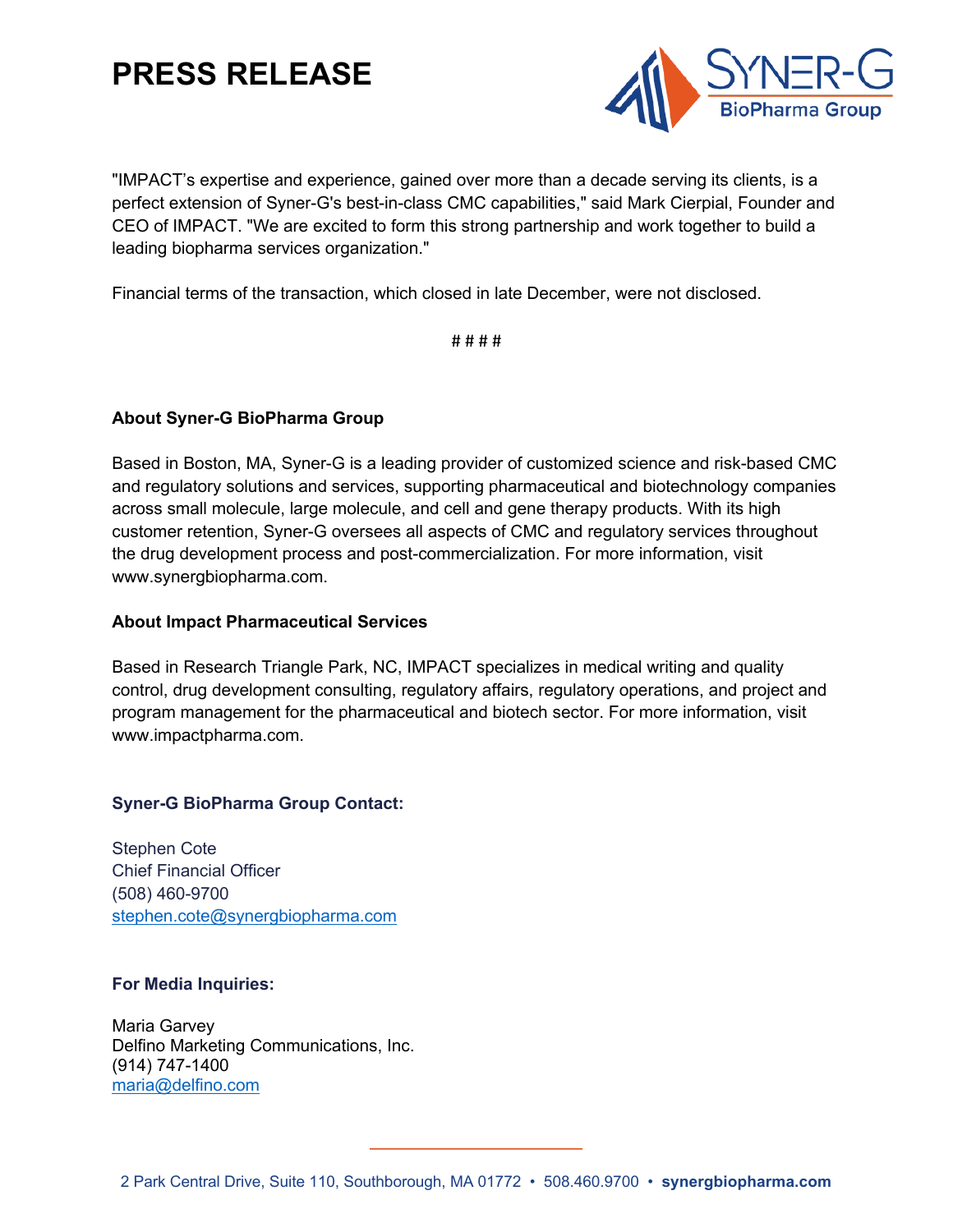"IMPACT's expertise and experience, gained over more than a decade serving its clients, is a perfect extension of Syner-G's best-in-class CMC capabilities," said Mark Cierpial, Founder and CEO of IMPACT. "We are excited to form this strong partnership and work together to build a leading biopharma services organization."

Financial terms of the transaction, which closed in late December, were not disclosed.

# # # #

**About Syner-G BioPharma Group**

Based in Boston, MA, Syner-G is a leading provider of customized science and risk-based CMC and regulatory solutions and services, supporting pharmaceutical and biotechnology companies across small molecule, large molecule, and cell and gene therapy products. With its high customer retention, Syner-G oversees all aspects of CMC and regulatory services throughout the drug development process and post-commercialization. For more information, visit www.synergbiopharma.com.

**About Impact Pharmaceutical Services**

Based in Research Triangle Park, NC, IMPACT specializes in medical writing and quality control, drug development consulting, regulatory affairs, regulatory operations, and project and program management for the pharmaceutical and biotech sector. For more information, visit www.impactpharma.com.

**Syner-G BioPharma Group Contact:**

Stephen Cote
Chief Financial Officer
(508) 460-9700
stephen.cote@synergbiopharma.com

**For Media Inquiries:**

Maria Garvey
Delfino Marketing Communications, Inc.
(914) 747-1400
maria@delfino.com